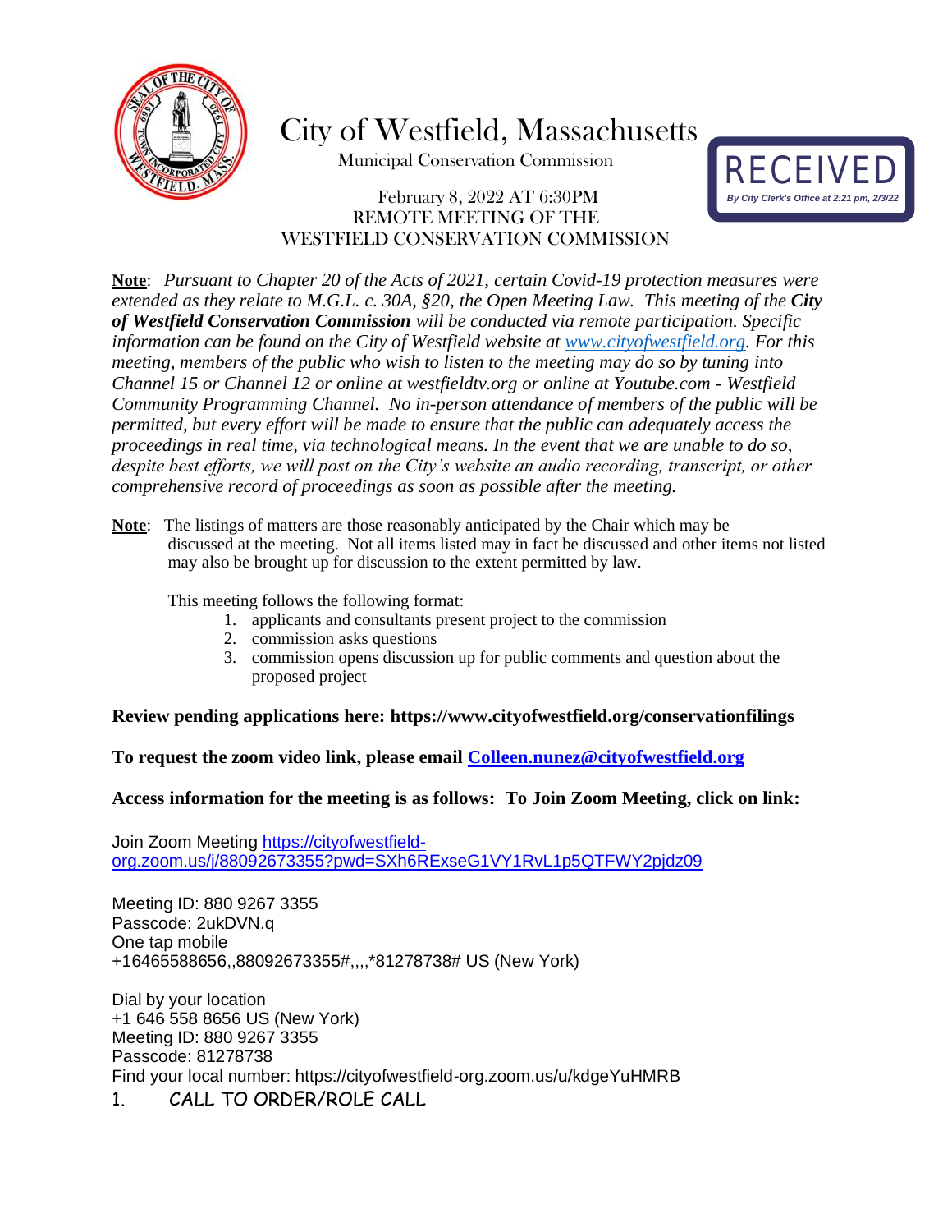# City of Westfield, Massachusetts

Municipal Conservation Commission

RECEIVED
*By City Clerk's Office at 2:21 pm, 2/3/22*

February 8, 2022 AT 6:30PM
REMOTE MEETING OF THE
WESTFIELD CONSERVATION COMMISSION

**Note**: *Pursuant to Chapter 20 of the Acts of 2021, certain Covid-19 protection measures were extended as they relate to M.G.L. c. 30A, §20, the Open Meeting Law. This meeting of the* ***City of Westfield Conservation Commission*** *will be conducted via remote participation. Specific information can be found on the City of Westfield website at [www.cityofwestfield.org](www.cityofwestfield.org). For this meeting, members of the public who wish to listen to the meeting may do so by tuning into Channel 15 or Channel 12 or online at westfieldtv.org or online at Youtube.com - Westfield Community Programming Channel. No in-person attendance of members of the public will be permitted, but every effort will be made to ensure that the public can adequately access the proceedings in real time, via technological means. In the event that we are unable to do so, despite best efforts, we will post on the City's website an audio recording, transcript, or other comprehensive record of proceedings as soon as possible after the meeting.*

**Note**: The listings of matters are those reasonably anticipated by the Chair which may be discussed at the meeting. Not all items listed may in fact be discussed and other items not listed may also be brought up for discussion to the extent permitted by law.

This meeting follows the following format:

1. applicants and consultants present project to the commission
2. commission asks questions
3. commission opens discussion up for public comments and question about the proposed project

**Review pending applications here: https://www.cityofwestfield.org/conservationfilings**

**To request the zoom video link, please email [Colleen.nunez@cityofwestfield.org](mailto:Colleen.nunez@cityofwestfield.org)**

**Access information for the meeting is as follows: To Join Zoom Meeting, click on link:**

Join Zoom Meeting [https://cityofwestfield-org.zoom.us/j/88092673355?pwd=SXh6RExseG1VY1RvL1p5QTFWY2pjdz09](https://cityofwestfield-org.zoom.us/j/88092673355?pwd=SXh6RExseG1VY1RvL1p5QTFWY2pjdz09)

Meeting ID: 880 9267 3355
Passcode: 2ukDVN.q
One tap mobile
+16465588656,,88092673355#,,,,*81278738# US (New York)

Dial by your location
+1 646 558 8656 US (New York)
Meeting ID: 880 9267 3355
Passcode: 81278738
Find your local number: https://cityofwestfield-org.zoom.us/u/kdgeYuHMRB

1. CALL TO ORDER/ROLE CALL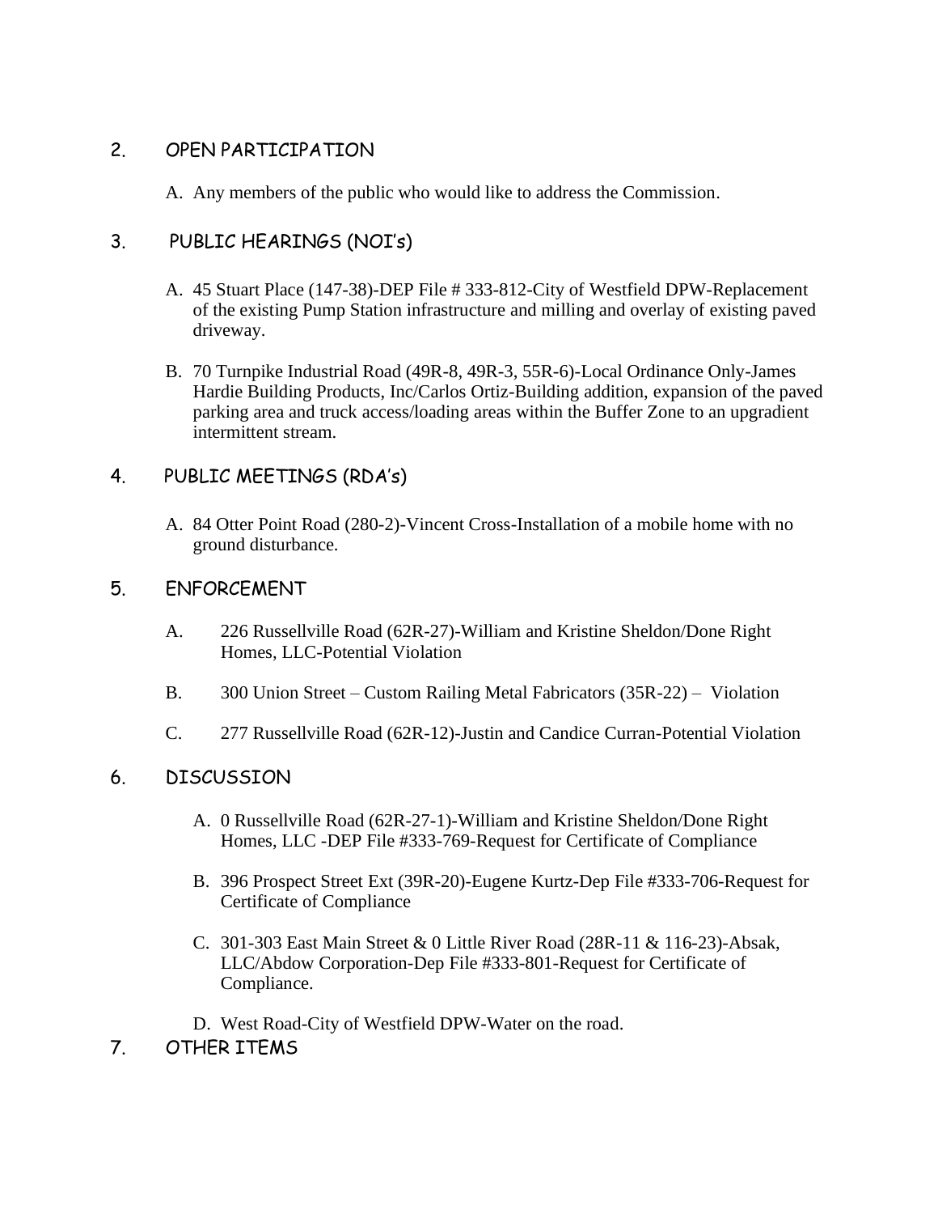## 2. OPEN PARTICIPATION

A. Any members of the public who would like to address the Commission.

## 3. PUBLIC HEARINGS (NOI's)

A. 45 Stuart Place (147-38)-DEP File # 333-812-City of Westfield DPW-Replacement of the existing Pump Station infrastructure and milling and overlay of existing paved driveway.

B. 70 Turnpike Industrial Road (49R-8, 49R-3, 55R-6)-Local Ordinance Only-James Hardie Building Products, Inc/Carlos Ortiz-Building addition, expansion of the paved parking area and truck access/loading areas within the Buffer Zone to an upgradient intermittent stream.

## 4. PUBLIC MEETINGS (RDA's)

A. 84 Otter Point Road (280-2)-Vincent Cross-Installation of a mobile home with no ground disturbance.

## 5. ENFORCEMENT

A. 226 Russellville Road (62R-27)-William and Kristine Sheldon/Done Right Homes, LLC-Potential Violation

B. 300 Union Street – Custom Railing Metal Fabricators (35R-22) – Violation

C. 277 Russellville Road (62R-12)-Justin and Candice Curran-Potential Violation

## 6. DISCUSSION

A. 0 Russellville Road (62R-27-1)-William and Kristine Sheldon/Done Right Homes, LLC -DEP File #333-769-Request for Certificate of Compliance

B. 396 Prospect Street Ext (39R-20)-Eugene Kurtz-Dep File #333-706-Request for Certificate of Compliance

C. 301-303 East Main Street & 0 Little River Road (28R-11 & 116-23)-Absak, LLC/Abdow Corporation-Dep File #333-801-Request for Certificate of Compliance.

D. West Road-City of Westfield DPW-Water on the road.

## 7. OTHER ITEMS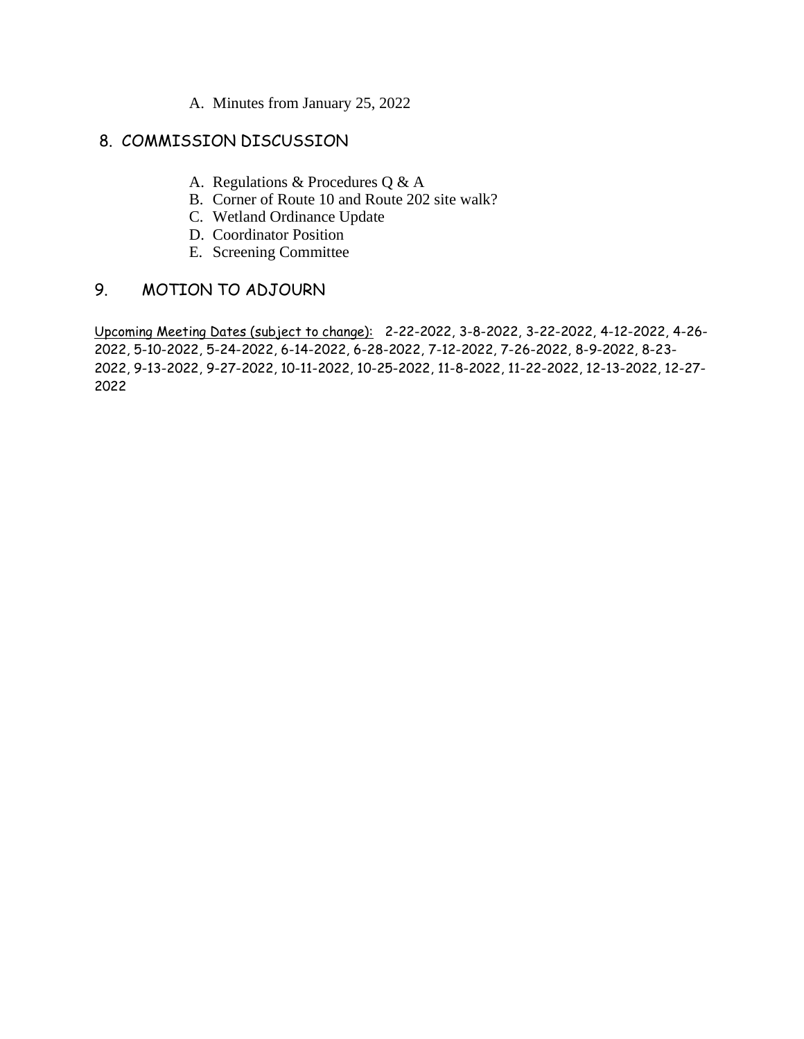A. Minutes from January 25, 2022

## 8. COMMISSION DISCUSSION

A. Regulations & Procedures Q & A
B. Corner of Route 10 and Route 202 site walk?
C. Wetland Ordinance Update
D. Coordinator Position
E. Screening Committee

## 9. MOTION TO ADJOURN

Upcoming Meeting Dates (subject to change): 2-22-2022, 3-8-2022, 3-22-2022, 4-12-2022, 4-26-2022, 5-10-2022, 5-24-2022, 6-14-2022, 6-28-2022, 7-12-2022, 7-26-2022, 8-9-2022, 8-23-2022, 9-13-2022, 9-27-2022, 10-11-2022, 10-25-2022, 11-8-2022, 11-22-2022, 12-13-2022, 12-27-2022